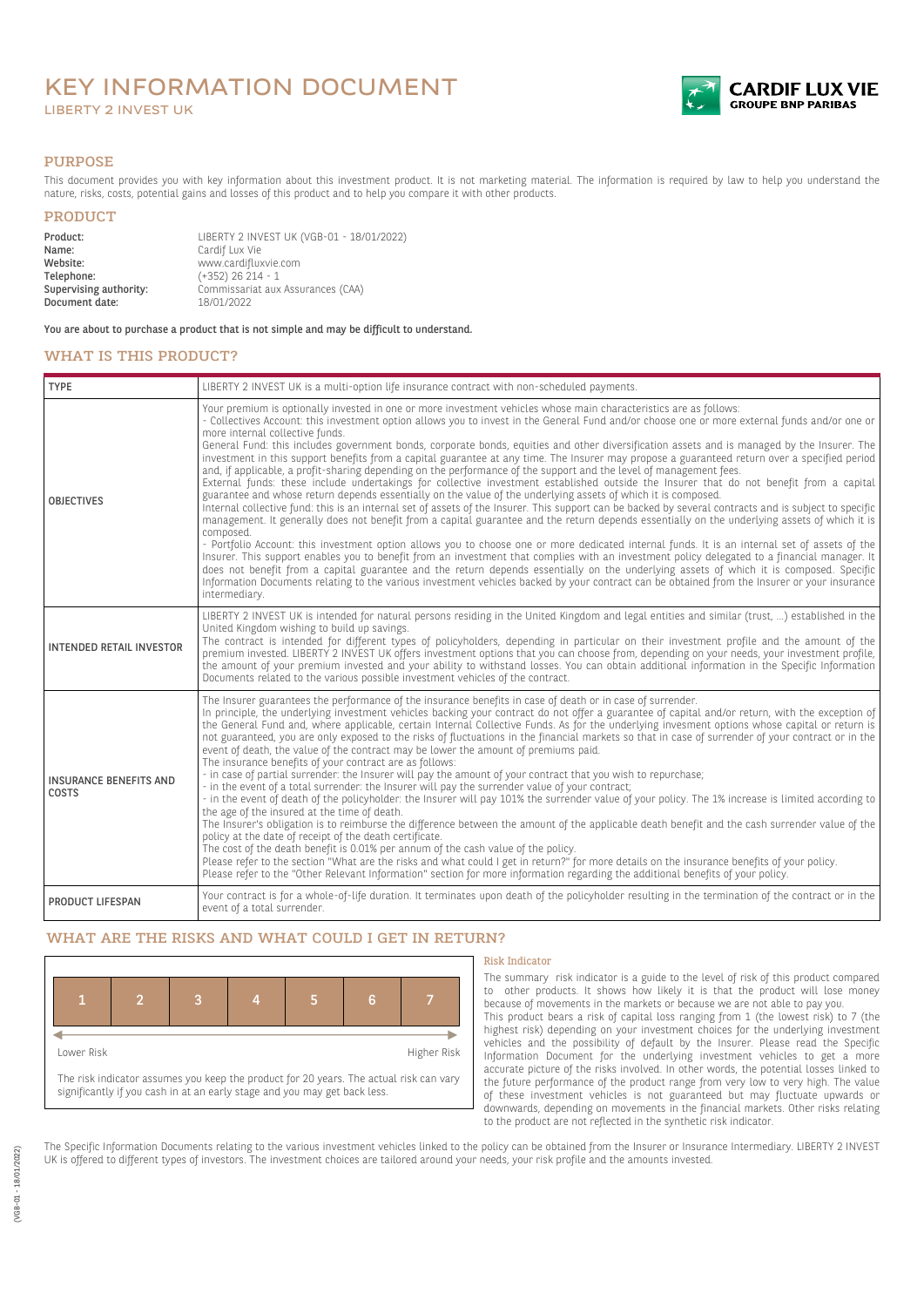# KEY INFORMATION DOCUMENT

LIBERTY 2 INVEST UK

CARDIF LUX VIE
GROUPE BNP PARIBAS

## PURPOSE

This document provides you with key information about this investment product. It is not marketing material. The information is required by law to help you understand the nature, risks, costs, potential gains and losses of this product and to help you compare it with other products.

## PRODUCT

| | |
|---|---|
| **Product:** | LIBERTY 2 INVEST UK (VGB-01 - 18/01/2022) |
| **Name:** | Cardif Lux Vie |
| **Website:** | www.cardifluxvie.com |
| **Telephone:** | (+352) 26 214 - 1 |
| **Supervising authority:** | Commissariat aux Assurances (CAA) |
| **Document date:** | 18/01/2022 |

**You are about to purchase a product that is not simple and may be difficult to understand.**

## WHAT IS THIS PRODUCT?

| | |
|---|---|
| **TYPE** | LIBERTY 2 INVEST UK is a multi-option life insurance contract with non-scheduled payments. |
| **OBJECTIVES** | Your premium is optionally invested in one or more investment vehicles whose main characteristics are as follows:<br>- Collectives Account: this investment option allows you to invest in the General Fund and/or choose one or more external funds and/or one or more internal collective funds.<br>General Fund: this includes government bonds, corporate bonds, equities and other diversification assets and is managed by the Insurer. The investment in this support benefits from a capital guarantee at any time. The Insurer may propose a guaranteed return over a specified period and, if applicable, a profit-sharing depending on the performance of the support and the level of management fees.<br>External funds: these include undertakings for collective investment established outside the Insurer that do not benefit from a capital guarantee and whose return depends essentially on the value of the underlying assets of which it is composed.<br>Internal collective fund: this is an internal set of assets of the Insurer. This support can be backed by several contracts and is subject to specific management. It generally does not benefit from a capital guarantee and the return depends essentially on the underlying assets of which it is composed.<br>- Portfolio Account: this investment option allows you to choose one or more dedicated internal funds. It is an internal set of assets of the Insurer. This support enables you to benefit from an investment that complies with an investment policy delegated to a financial manager. It does not benefit from a capital guarantee and the return depends essentially on the underlying assets of which it is composed. Specific Information Documents relating to the various investment vehicles backed by your contract can be obtained from the Insurer or your insurance intermediary. |
| **INTENDED RETAIL INVESTOR** | LIBERTY 2 INVEST UK is intended for natural persons residing in the United Kingdom and legal entities and similar (trust, ...) established in the United Kingdom wishing to build up savings.<br>The contract is intended for different types of policyholders, depending in particular on their investment profile and the amount of the premium invested. LIBERTY 2 INVEST UK offers investment options that you can choose from, depending on your needs, your investment profile, the amount of your premium invested and your ability to withstand losses. You can obtain additional information in the Specific Information Documents related to the various possible investment vehicles of the contract. |
| **INSURANCE BENEFITS AND COSTS** | The Insurer guarantees the performance of the insurance benefits in case of death or in case of surrender.<br>In principle, the underlying investment vehicles backing your contract do not offer a guarantee of capital and/or return, with the exception of the General Fund and, where applicable, certain Internal Collective Funds. As for the underlying invesment options whose capital or return is not guaranteed, you are only exposed to the risks of fluctuations in the financial markets so that in case of surrender of your contract or in the event of death, the value of the contract may be lower the amount of premiums paid.<br>The insurance benefits of your contract are as follows:<br>- in case of partial surrender: the Insurer will pay the amount of your contract that you wish to repurchase;<br>- in the event of a total surrender: the Insurer will pay the surrender value of your contract;<br>- in the event of death of the policyholder: the Insurer will pay 101% the surrender value of your policy. The 1% increase is limited according to the age of the insured at the time of death.<br>The Insurer's obligation is to reimburse the difference between the amount of the applicable death benefit and the cash surrender value of the policy at the date of receipt of the death certificate.<br>The cost of the death benefit is 0.01% per annum of the cash value of the policy.<br>Please refer to the section "What are the risks and what could I get in return?" for more details on the insurance benefits of your policy.<br>Please refer to the "Other Relevant Information" section for more information regarding the additional benefits of your policy. |
| **PRODUCT LIFESPAN** | Your contract is for a whole-of-life duration. It terminates upon death of the policyholder resulting in the termination of the contract or in the event of a total surrender. |

## WHAT ARE THE RISKS AND WHAT COULD I GET IN RETURN?

| 1 | 2 | 3 | 4 | 5 | 6 | 7 |
|---|---|---|---|---|---|---|

Lower Risk ← → Higher Risk

The risk indicator assumes you keep the product for 20 years. The actual risk can vary significantly if you cash in at an early stage and you may get back less.

### Risk Indicator

The summary risk indicator is a guide to the level of risk of this product compared to other products. It shows how likely it is that the product will lose money because of movements in the markets or because we are not able to pay you.

This product bears a risk of capital loss ranging from 1 (the lowest risk) to 7 (the highest risk) depending on your investment choices for the underlying investment vehicles and the possibility of default by the Insurer. Please read the Specific Information Document for the underlying investment vehicles to get a more accurate picture of the risks involved. In other words, the potential losses linked to the future performance of the product range from very low to very high. The value of these investment vehicles is not guaranteed but may fluctuate upwards or downwards, depending on movements in the financial markets. Other risks relating to the product are not reflected in the synthetic risk indicator.

The Specific Information Documents relating to the various investment vehicles linked to the policy can be obtained from the Insurer or Insurance Intermediary. LIBERTY 2 INVEST UK is offered to different types of investors. The investment choices are tailored around your needs, your risk profile and the amounts invested.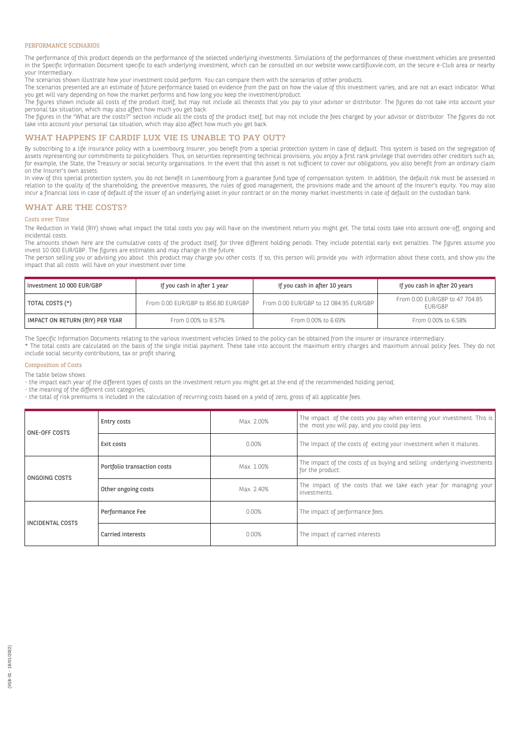### PERFORMANCE SCENARIOS

The performance of this product depends on the performance of the selected underlying investments. Simulations of the performances of these investment vehicles are presented in the Specific Information Document specific to each underlying investment, which can be consulted on our website www.cardifluxvie.com, on the secure e-Club area or nearby your Intermediary.

The scenarios shown illustrate how your investment could perform. You can compare them with the scenarios of other products.

The scenarios presented are an estimate of future performance based on evidence from the past on how the value of this investment varies, and are not an exact indicator. What you get will vary depending on how the market performs and how long you keep the investment/product.

The figures shown include all costs of the product itself, but may not include all thecosts that you pay to your advisor or distributor. The figures do not take into account your personal tax situation, which may also affect how much you get back.

The figures in the "What are the costs?" section include all the costs of the product itself, but may not include the fees charged by your advisor or distributor. The figures do not take into account your personal tax situation, which may also affect how much you get back.

## WHAT HAPPENS IF CARDIF LUX VIE IS UNABLE TO PAY OUT?

By subscribing to a life insurance policy with a Luxembourg Insurer, you benefit from a special protection system in case of default. This system is based on the segregation of assets representing our commitments to policyholders. Thus, on securities representing technical provisions, you enjoy a first rank privilege that overrides other creditors such as, for example, the State, the Treasury or social security organisations. In the event that this asset is not sufficient to cover our obligations, you also benefit from an ordinary claim on the Insurer's own assets.

In view of this special protection system, you do not benefit in Luxembourg from a guarantee fund type of compensation system. In addition, the default risk must be assessed in relation to the quality of the shareholding, the preventive measures, the rules of good management, the provisions made and the amount of the Insurer's equity. You may also incur a financial loss in case of default of the issuer of an underlying asset in your contract or on the money market investments in case of default on the custodian bank.

## WHAT ARE THE COSTS?

### Costs over Time

The Reduction in Yield (RIY) shows what impact the total costs you pay will have on the investment return you might get. The total costs take into account one-off, ongoing and incidental costs.

The amounts shown here are the cumulative costs of the product itself, for three different holding periods. They include potential early exit penalties. The figures assume you invest 10 000 EUR/GBP. The figures are estimates and may change in the future.

The person selling you or advising you about this product may charge you other costs. If so, this person will provide you with information about these costs, and show you the impact that all costs will have on your investment over time.

| Investment 10 000 EUR/GBP | If you cash in after 1 year | If you cash in after 10 years | If you cash in after 20 years |
|---|---|---|---|
| TOTAL COSTS (*) | From 0.00 EUR/GBP to 856.80 EUR/GBP | From 0.00 EUR/GBP to 12 084.95 EUR/GBP | From 0.00 EUR/GBP to 47 704.85 EUR/GBP |
| IMPACT ON RETURN (RIY) PER YEAR | From 0.00% to 8.57% | From 0.00% to 6.69% | From 0.00% to 6.58% |

The Specific Information Documents relating to the various investment vehicles linked to the policy can be obtained from the insurer or insurance intermediary.

* The total costs are calculated on the basis of the single initial payment. These take into account the maximum entry charges and maximum annual policy fees. They do not include social security contributions, tax or profit sharing.

### Composition of Costs

The table below shows:

- the impact each year of the different types of costs on the investment return you might get at the end of the recommended holding period;
- the meaning of the different cost categories;
- the total of risk premiums is included in the calculation of recurring costs based on a yield of zero, gross of all applicable fees.

| | | | |
|---|---|---|---|
| ONE-OFF COSTS | Entry costs | Max. 2.00% | The impact of the costs you pay when entering your investment. This is the most you will pay, and you could pay less. |
| | Exit costs | 0.00% | The Impact of the costs of exiting your investment when it matures. |
| ONGOING COSTS | Portfolio transaction costs | Max. 1.00% | The impact of the costs of us buying and selling underlying investments for the product. |
| | Other ongoing costs | Max. 2.40% | The impact of the costs that we take each year for managing your investments. |
| INCIDENTAL COSTS | Performance Fee | 0.00% | The impact of performance fees. |
| | Carried interests | 0.00% | The impact of carried interests |

(VGB-01 - 18/01/2022)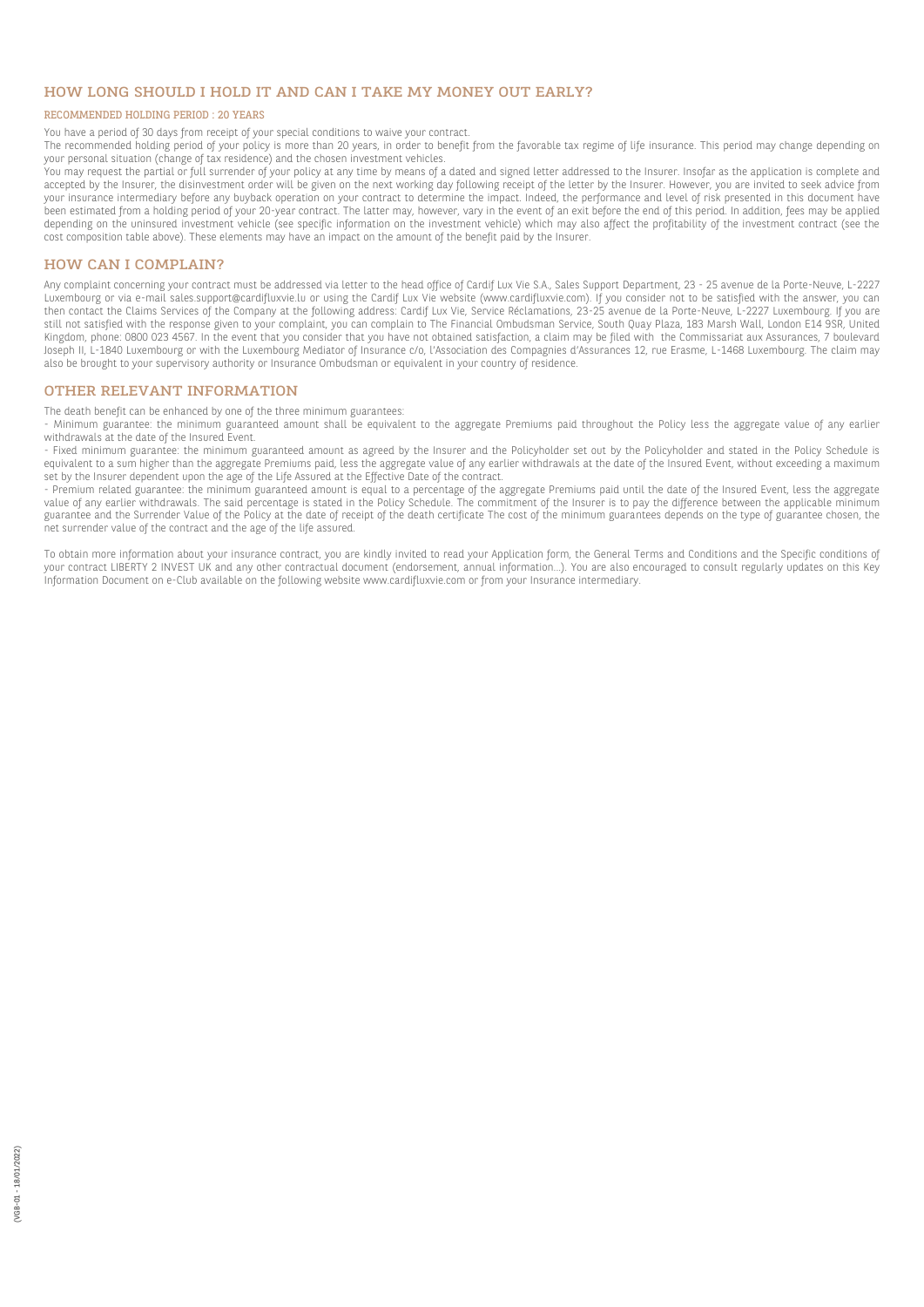## HOW LONG SHOULD I HOLD IT AND CAN I TAKE MY MONEY OUT EARLY?

### RECOMMENDED HOLDING PERIOD : 20 YEARS

You have a period of 30 days from receipt of your special conditions to waive your contract.

The recommended holding period of your policy is more than 20 years, in order to benefit from the favorable tax regime of life insurance. This period may change depending on your personal situation (change of tax residence) and the chosen investment vehicles.

You may request the partial or full surrender of your policy at any time by means of a dated and signed letter addressed to the Insurer. Insofar as the application is complete and accepted by the Insurer, the disinvestment order will be given on the next working day following receipt of the letter by the Insurer. However, you are invited to seek advice from your insurance intermediary before any buyback operation on your contract to determine the impact. Indeed, the performance and level of risk presented in this document have been estimated from a holding period of your 20-year contract. The latter may, however, vary in the event of an exit before the end of this period. In addition, fees may be applied depending on the uninsured investment vehicle (see specific information on the investment vehicle) which may also affect the profitability of the investment contract (see the cost composition table above). These elements may have an impact on the amount of the benefit paid by the Insurer.

## HOW CAN I COMPLAIN?

Any complaint concerning your contract must be addressed via letter to the head office of Cardif Lux Vie S.A., Sales Support Department, 23 - 25 avenue de la Porte-Neuve, L-2227 Luxembourg or via e-mail sales.support@cardifluxvie.lu or using the Cardif Lux Vie website (www.cardifluxvie.com). If you consider not to be satisfied with the answer, you can then contact the Claims Services of the Company at the following address: Cardif Lux Vie, Service Réclamations, 23-25 avenue de la Porte-Neuve, L-2227 Luxembourg. If you are still not satisfied with the response given to your complaint, you can complain to The Financial Ombudsman Service, South Quay Plaza, 183 Marsh Wall, London E14 9SR, United Kingdom, phone: 0800 023 4567. In the event that you consider that you have not obtained satisfaction, a claim may be filed with the Commissariat aux Assurances, 7 boulevard Joseph II, L-1840 Luxembourg or with the Luxembourg Mediator of Insurance c/o, l'Association des Compagnies d'Assurances 12, rue Erasme, L-1468 Luxembourg. The claim may also be brought to your supervisory authority or Insurance Ombudsman or equivalent in your country of residence.

## OTHER RELEVANT INFORMATION

The death benefit can be enhanced by one of the three minimum guarantees:

- Minimum guarantee: the minimum guaranteed amount shall be equivalent to the aggregate Premiums paid throughout the Policy less the aggregate value of any earlier withdrawals at the date of the Insured Event.
- Fixed minimum guarantee: the minimum guaranteed amount as agreed by the Insurer and the Policyholder set out by the Policyholder and stated in the Policy Schedule is equivalent to a sum higher than the aggregate Premiums paid, less the aggregate value of any earlier withdrawals at the date of the Insured Event, without exceeding a maximum set by the Insurer dependent upon the age of the Life Assured at the Effective Date of the contract.
- Premium related guarantee: the minimum guaranteed amount is equal to a percentage of the aggregate Premiums paid until the date of the Insured Event, less the aggregate value of any earlier withdrawals. The said percentage is stated in the Policy Schedule. The commitment of the Insurer is to pay the difference between the applicable minimum guarantee and the Surrender Value of the Policy at the date of receipt of the death certificate The cost of the minimum guarantees depends on the type of guarantee chosen, the net surrender value of the contract and the age of the life assured.

To obtain more information about your insurance contract, you are kindly invited to read your Application form, the General Terms and Conditions and the Specific conditions of your contract LIBERTY 2 INVEST UK and any other contractual document (endorsement, annual information...). You are also encouraged to consult regularly updates on this Key Information Document on e-Club available on the following website www.cardifluxvie.com or from your Insurance intermediary.

(VGB-01 - 18/01/2022)